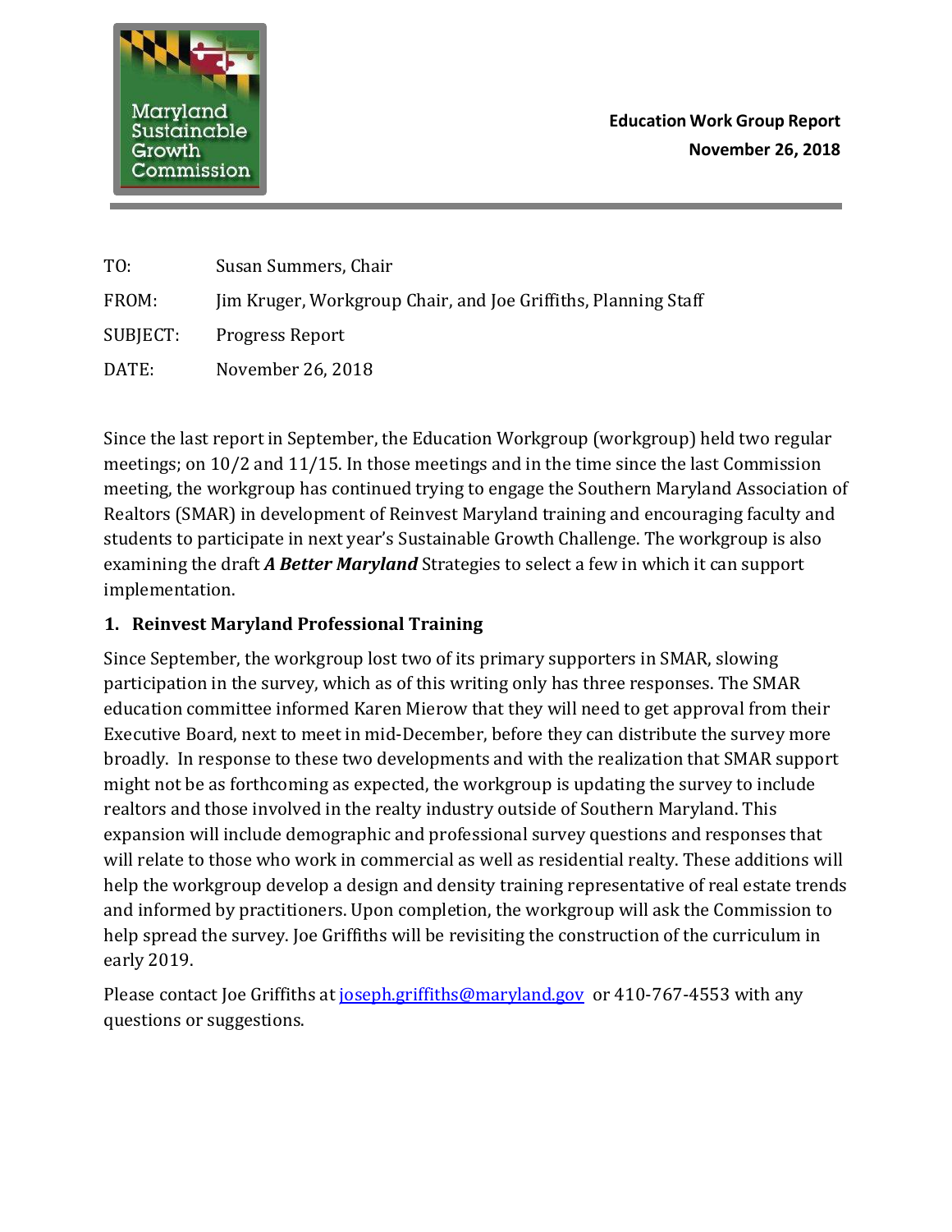**Education Work Group Report**
**November 26, 2018**

| | |
|---|---|
| TO: | Susan Summers, Chair |
| FROM: | Jim Kruger, Workgroup Chair, and Joe Griffiths, Planning Staff |
| SUBJECT: | Progress Report |
| DATE: | November 26, 2018 |

Since the last report in September, the Education Workgroup (workgroup) held two regular meetings; on 10/2 and 11/15. In those meetings and in the time since the last Commission meeting, the workgroup has continued trying to engage the Southern Maryland Association of Realtors (SMAR) in development of Reinvest Maryland training and encouraging faculty and students to participate in next year's Sustainable Growth Challenge. The workgroup is also examining the draft ***A Better Maryland*** Strategies to select a few in which it can support implementation.

## 1. Reinvest Maryland Professional Training

Since September, the workgroup lost two of its primary supporters in SMAR, slowing participation in the survey, which as of this writing only has three responses. The SMAR education committee informed Karen Mierow that they will need to get approval from their Executive Board, next to meet in mid-December, before they can distribute the survey more broadly. In response to these two developments and with the realization that SMAR support might not be as forthcoming as expected, the workgroup is updating the survey to include realtors and those involved in the realty industry outside of Southern Maryland. This expansion will include demographic and professional survey questions and responses that will relate to those who work in commercial as well as residential realty. These additions will help the workgroup develop a design and density training representative of real estate trends and informed by practitioners. Upon completion, the workgroup will ask the Commission to help spread the survey. Joe Griffiths will be revisiting the construction of the curriculum in early 2019.

Please contact Joe Griffiths at joseph.griffiths@maryland.gov or 410-767-4553 with any questions or suggestions.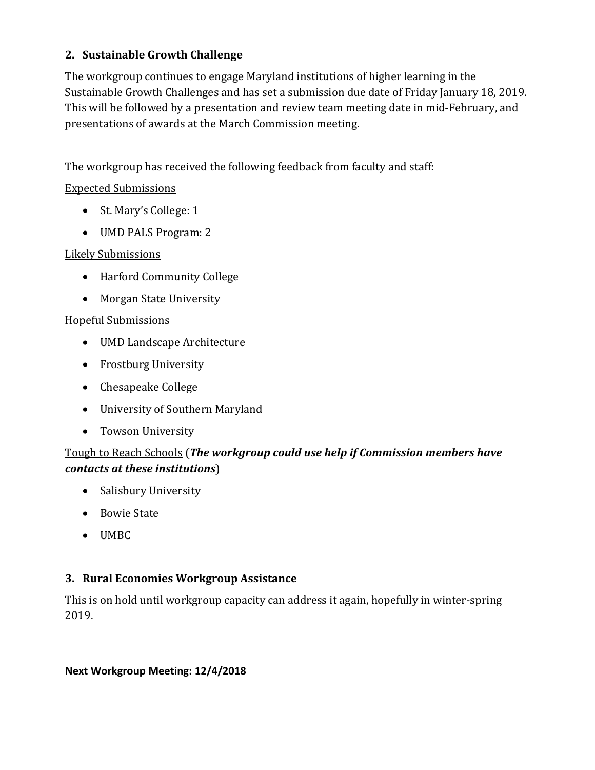### 2. Sustainable Growth Challenge

The workgroup continues to engage Maryland institutions of higher learning in the Sustainable Growth Challenges and has set a submission due date of Friday January 18, 2019. This will be followed by a presentation and review team meeting date in mid-February, and presentations of awards at the March Commission meeting.

The workgroup has received the following feedback from faculty and staff:

<u>Expected Submissions</u>

- St. Mary's College: 1
- UMD PALS Program: 2

<u>Likely Submissions</u>

- Harford Community College
- Morgan State University

<u>Hopeful Submissions</u>

- UMD Landscape Architecture
- Frostburg University
- Chesapeake College
- University of Southern Maryland
- Towson University

<u>Tough to Reach Schools</u> (***The workgroup could use help if Commission members have contacts at these institutions***)

- Salisbury University
- Bowie State
- UMBC

### 3. Rural Economies Workgroup Assistance

This is on hold until workgroup capacity can address it again, hopefully in winter-spring 2019.

**Next Workgroup Meeting: 12/4/2018**